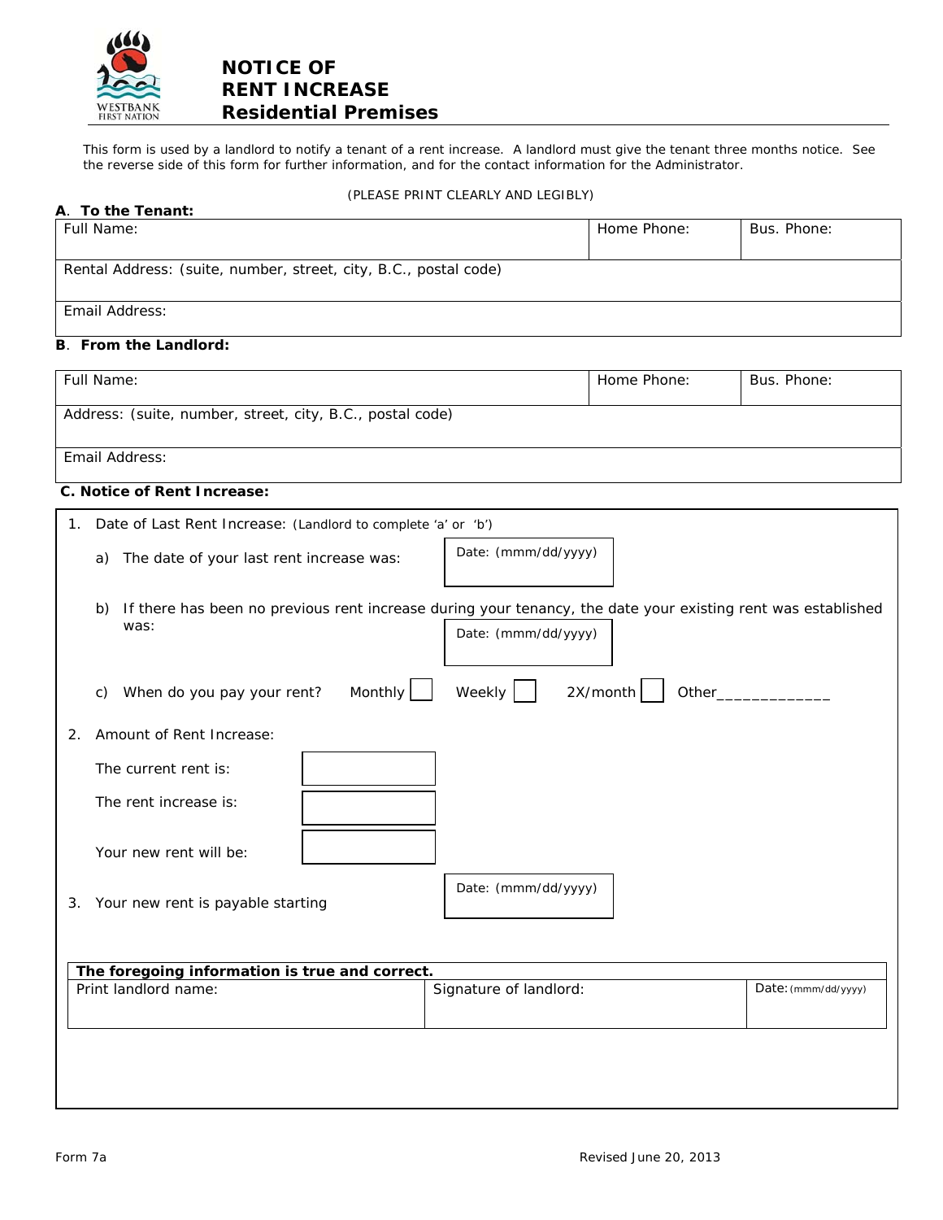# NOTICE OF RENT INCREASE Residential Premises

This form is used by a landlord to notify a tenant of a rent increase. A landlord must give the tenant three months notice. See the reverse side of this form for further information, and for the contact information for the Administrator.

(PLEASE PRINT CLEARLY AND LEGIBLY)

**A. To the Tenant:**

| Full Name: | Home Phone: | Bus. Phone: |
|---|---|---|
| Rental Address: (suite, number, street, city, B.C., postal code) | | |
| Email Address: | | |

**B. From the Landlord:**

| Full Name: | Home Phone: | Bus. Phone: |
|---|---|---|
| Address: (suite, number, street, city, B.C., postal code) | | |
| Email Address: | | |

**C. Notice of Rent Increase:**

1. Date of Last Rent Increase: (Landlord to complete 'a' or 'b')
   a) The date of your last rent increase was: Date: (mmm/dd/yyyy)
   b) If there has been no previous rent increase during your tenancy, the date your existing rent was established was: Date: (mmm/dd/yyyy)
   c) When do you pay your rent? Monthly ☐ Weekly ☐ 2X/month ☐ Other_____________

2. Amount of Rent Increase:

   The current rent is: ________

   The rent increase is: ________

   Your new rent will be: ________

3. Your new rent is payable starting Date: (mmm/dd/yyyy)

**The foregoing information is true and correct.**

| Print landlord name: | Signature of landlord: | Date: (mmm/dd/yyyy) |
|---|---|---|
| | | |

Form 7a

Revised June 20, 2013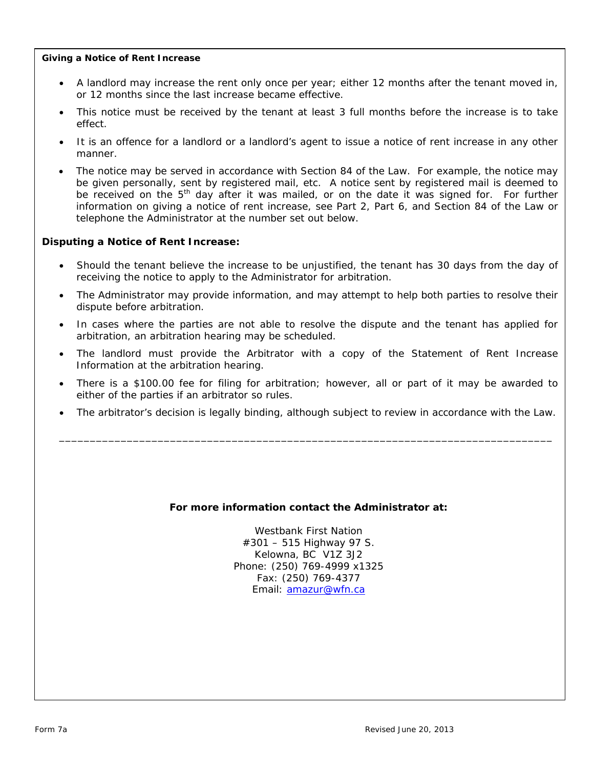**Giving a Notice of Rent Increase**

- A landlord may increase the rent only once per year; either 12 months after the tenant moved in, or 12 months since the last increase became effective.
- This notice must be received by the tenant at least 3 full months before the increase is to take effect.
- It is an offence for a landlord or a landlord's agent to issue a notice of rent increase in any other manner.
- The notice may be served in accordance with Section 84 of the Law. For example, the notice may be given personally, sent by registered mail, etc. A notice sent by registered mail is deemed to be received on the 5th day after it was mailed, or on the date it was signed for. For further information on giving a notice of rent increase, see Part 2, Part 6, and Section 84 of the Law or telephone the Administrator at the number set out below.

**Disputing a Notice of Rent Increase:**

- Should the tenant believe the increase to be unjustified, the tenant has 30 days from the day of receiving the notice to apply to the Administrator for arbitration.
- The Administrator may provide information, and may attempt to help both parties to resolve their dispute before arbitration.
- In cases where the parties are not able to resolve the dispute and the tenant has applied for arbitration, an arbitration hearing may be scheduled.
- The landlord must provide the Arbitrator with a copy of the Statement of Rent Increase Information at the arbitration hearing.
- There is a $100.00 fee for filing for arbitration; however, all or part of it may be awarded to either of the parties if an arbitrator so rules.
- The arbitrator's decision is legally binding, although subject to review in accordance with the Law.

---

**For more information contact the Administrator at:**

Westbank First Nation
#301 – 515 Highway 97 S.
Kelowna, BC V1Z 3J2
Phone: (250) 769-4999 x1325
Fax: (250) 769-4377
Email: amazur@wfn.ca

Form 7a

Revised June 20, 2013